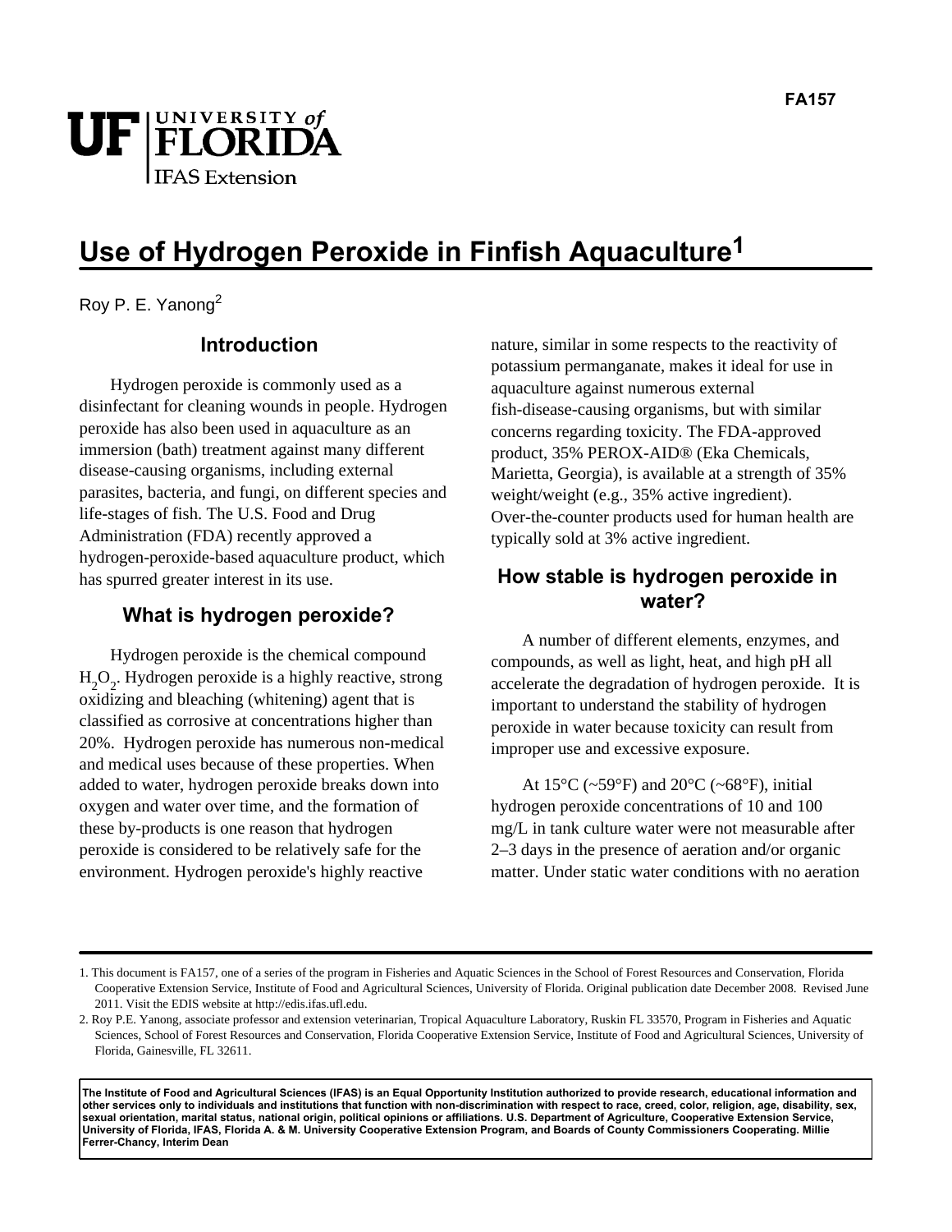FA157

# Use of Hydrogen Peroxide in Finfish Aquaculture[1]

Roy P. E. Yanong[2]

## Introduction

Hydrogen peroxide is commonly used as a disinfectant for cleaning wounds in people. Hydrogen peroxide has also been used in aquaculture as an immersion (bath) treatment against many different disease-causing organisms, including external parasites, bacteria, and fungi, on different species and life-stages of fish. The U.S. Food and Drug Administration (FDA) recently approved a hydrogen-peroxide-based aquaculture product, which has spurred greater interest in its use.

## What is hydrogen peroxide?

Hydrogen peroxide is the chemical compound $H_2O_2$. Hydrogen peroxide is a highly reactive, strong oxidizing and bleaching (whitening) agent that is classified as corrosive at concentrations higher than 20%. Hydrogen peroxide has numerous non-medical and medical uses because of these properties. When added to water, hydrogen peroxide breaks down into oxygen and water over time, and the formation of these by-products is one reason that hydrogen peroxide is considered to be relatively safe for the environment. Hydrogen peroxide's highly reactive nature, similar in some respects to the reactivity of potassium permanganate, makes it ideal for use in aquaculture against numerous external fish-disease-causing organisms, but with similar concerns regarding toxicity. The FDA-approved product, 35% PEROX-AID® (Eka Chemicals, Marietta, Georgia), is available at a strength of 35% weight/weight (e.g., 35% active ingredient). Over-the-counter products used for human health are typically sold at 3% active ingredient.

## How stable is hydrogen peroxide in water?

A number of different elements, enzymes, and compounds, as well as light, heat, and high pH all accelerate the degradation of hydrogen peroxide. It is important to understand the stability of hydrogen peroxide in water because toxicity can result from improper use and excessive exposure.

At 15°C (~59°F) and 20°C (~68°F), initial hydrogen peroxide concentrations of 10 and 100 mg/L in tank culture water were not measurable after 2–3 days in the presence of aeration and/or organic matter. Under static water conditions with no aeration

---

1. This document is FA157, one of a series of the program in Fisheries and Aquatic Sciences in the School of Forest Resources and Conservation, Florida Cooperative Extension Service, Institute of Food and Agricultural Sciences, University of Florida. Original publication date December 2008. Revised June 2011. Visit the EDIS website at http://edis.ifas.ufl.edu.

2. Roy P.E. Yanong, associate professor and extension veterinarian, Tropical Aquaculture Laboratory, Ruskin FL 33570, Program in Fisheries and Aquatic Sciences, School of Forest Resources and Conservation, Florida Cooperative Extension Service, Institute of Food and Agricultural Sciences, University of Florida, Gainesville, FL 32611.

**The Institute of Food and Agricultural Sciences (IFAS) is an Equal Opportunity Institution authorized to provide research, educational information and other services only to individuals and institutions that function with non-discrimination with respect to race, creed, color, religion, age, disability, sex, sexual orientation, marital status, national origin, political opinions or affiliations. U.S. Department of Agriculture, Cooperative Extension Service, University of Florida, IFAS, Florida A. & M. University Cooperative Extension Program, and Boards of County Commissioners Cooperating. Millie Ferrer-Chancy, Interim Dean**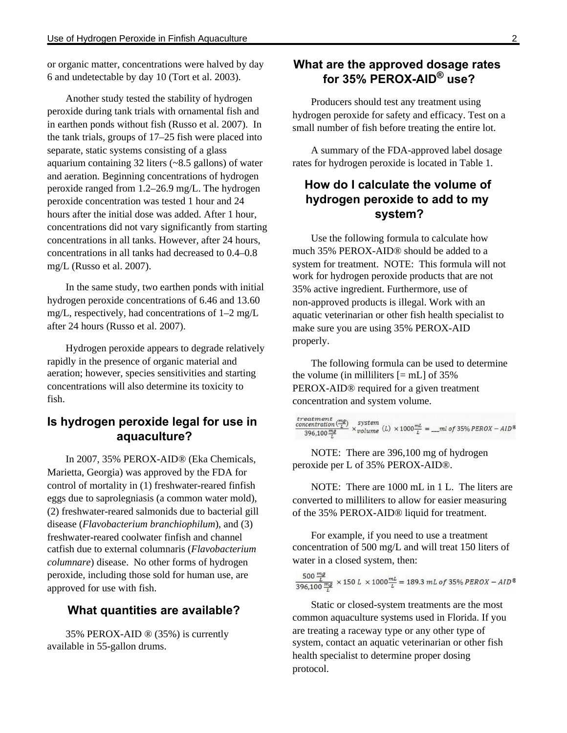or organic matter, concentrations were halved by day 6 and undetectable by day 10 (Tort et al. 2003).

Another study tested the stability of hydrogen peroxide during tank trials with ornamental fish and in earthen ponds without fish (Russo et al. 2007). In the tank trials, groups of 17–25 fish were placed into separate, static systems consisting of a glass aquarium containing 32 liters (~8.5 gallons) of water and aeration. Beginning concentrations of hydrogen peroxide ranged from 1.2–26.9 mg/L. The hydrogen peroxide concentration was tested 1 hour and 24 hours after the initial dose was added. After 1 hour, concentrations did not vary significantly from starting concentrations in all tanks. However, after 24 hours, concentrations in all tanks had decreased to 0.4–0.8 mg/L (Russo et al. 2007).

In the same study, two earthen ponds with initial hydrogen peroxide concentrations of 6.46 and 13.60 mg/L, respectively, had concentrations of 1–2 mg/L after 24 hours (Russo et al. 2007).

Hydrogen peroxide appears to degrade relatively rapidly in the presence of organic material and aeration; however, species sensitivities and starting concentrations will also determine its toxicity to fish.

## Is hydrogen peroxide legal for use in aquaculture?

In 2007, 35% PEROX-AID® (Eka Chemicals, Marietta, Georgia) was approved by the FDA for control of mortality in (1) freshwater-reared finfish eggs due to saprolegniasis (a common water mold), (2) freshwater-reared salmonids due to bacterial gill disease (*Flavobacterium branchiophilum*), and (3) freshwater-reared coolwater finfish and channel catfish due to external columnaris (*Flavobacterium columnare*) disease. No other forms of hydrogen peroxide, including those sold for human use, are approved for use with fish.

## What quantities are available?

35% PEROX-AID ® (35%) is currently available in 55-gallon drums.

## What are the approved dosage rates for 35% PEROX-AID® use?

Producers should test any treatment using hydrogen peroxide for safety and efficacy. Test on a small number of fish before treating the entire lot.

A summary of the FDA-approved label dosage rates for hydrogen peroxide is located in Table 1.

## How do I calculate the volume of hydrogen peroxide to add to my system?

Use the following formula to calculate how much 35% PEROX-AID® should be added to a system for treatment. NOTE: This formula will not work for hydrogen peroxide products that are not 35% active ingredient. Furthermore, use of non-approved products is illegal. Work with an aquatic veterinarian or other fish health specialist to make sure you are using 35% PEROX-AID properly.

The following formula can be used to determine the volume (in milliliters [= mL] of 35% PEROX-AID® required for a given treatment concentration and system volume.

$$\frac{\text{treatment concentration}\left(\frac{mg}{L}\right)}{396{,}100\,\frac{mg}{L}} \times \text{system volume}\ (L) \times 1000\frac{mL}{L} = \_\_\_ ml \text{ of } 35\%\ PEROX-AID^{®}$$

NOTE: There are 396,100 mg of hydrogen peroxide per L of 35% PEROX-AID®.

NOTE: There are 1000 mL in 1 L. The liters are converted to milliliters to allow for easier measuring of the 35% PEROX-AID® liquid for treatment.

For example, if you need to use a treatment concentration of 500 mg/L and will treat 150 liters of water in a closed system, then:

$$\frac{500\,\frac{mg}{L}}{396{,}100\,\frac{mg}{L}} \times 150\ L \times 1000\frac{mL}{L} = 189.3\ mL \text{ of } 35\%\ PEROX-AID^{®}$$

Static or closed-system treatments are the most common aquaculture systems used in Florida. If you are treating a raceway type or any other type of system, contact an aquatic veterinarian or other fish health specialist to determine proper dosing protocol.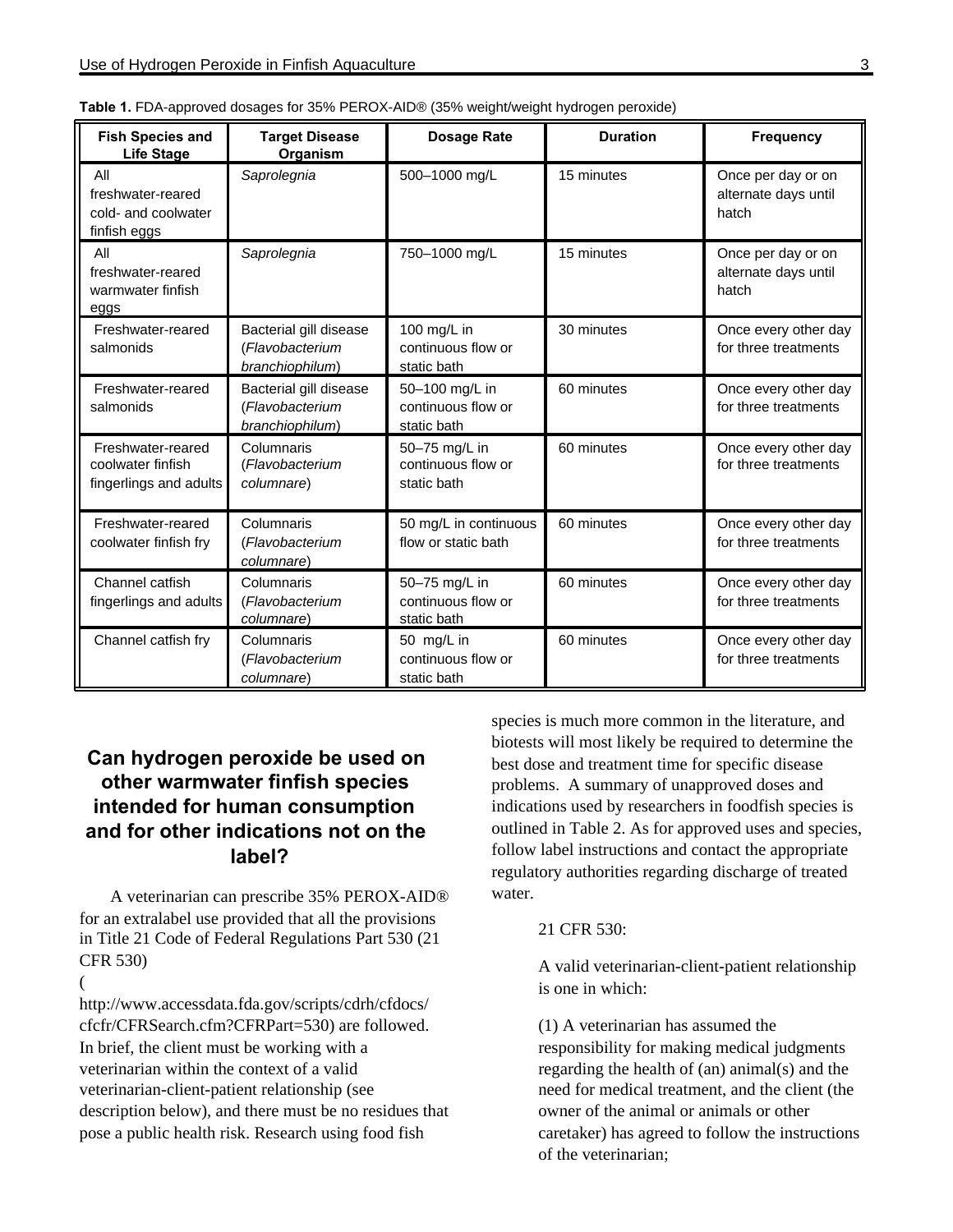**Table 1.** FDA-approved dosages for 35% PEROX-AID® (35% weight/weight hydrogen peroxide)

| Fish Species and Life Stage | Target Disease Organism | Dosage Rate | Duration | Frequency |
|---|---|---|---|---|
| All freshwater-reared cold- and coolwater finfish eggs | *Saprolegnia* | 500–1000 mg/L | 15 minutes | Once per day or on alternate days until hatch |
| All freshwater-reared warmwater finfish eggs | *Saprolegnia* | 750–1000 mg/L | 15 minutes | Once per day or on alternate days until hatch |
| Freshwater-reared salmonids | Bacterial gill disease (*Flavobacterium branchiophilum*) | 100 mg/L in continuous flow or static bath | 30 minutes | Once every other day for three treatments |
| Freshwater-reared salmonids | Bacterial gill disease (*Flavobacterium branchiophilum*) | 50–100 mg/L in continuous flow or static bath | 60 minutes | Once every other day for three treatments |
| Freshwater-reared coolwater finfish fingerlings and adults | Columnaris (*Flavobacterium columnare*) | 50–75 mg/L in continuous flow or static bath | 60 minutes | Once every other day for three treatments |
| Freshwater-reared coolwater finfish fry | Columnaris (*Flavobacterium columnare*) | 50 mg/L in continuous flow or static bath | 60 minutes | Once every other day for three treatments |
| Channel catfish fingerlings and adults | Columnaris (*Flavobacterium columnare*) | 50–75 mg/L in continuous flow or static bath | 60 minutes | Once every other day for three treatments |
| Channel catfish fry | Columnaris (*Flavobacterium columnare*) | 50 mg/L in continuous flow or static bath | 60 minutes | Once every other day for three treatments |

## Can hydrogen peroxide be used on other warmwater finfish species intended for human consumption and for other indications not on the label?

A veterinarian can prescribe 35% PEROX-AID® for an extralabel use provided that all the provisions in Title 21 Code of Federal Regulations Part 530 (21 CFR 530) (http://www.accessdata.fda.gov/scripts/cdrh/cfdocs/cfcfr/CFRSearch.cfm?CFRPart=530) are followed. In brief, the client must be working with a veterinarian within the context of a valid veterinarian-client-patient relationship (see description below), and there must be no residues that pose a public health risk. Research using food fish species is much more common in the literature, and biotests will most likely be required to determine the best dose and treatment time for specific disease problems. A summary of unapproved doses and indications used by researchers in foodfish species is outlined in Table 2. As for approved uses and species, follow label instructions and contact the appropriate regulatory authorities regarding discharge of treated water.

> 21 CFR 530:
>
> A valid veterinarian-client-patient relationship is one in which:
>
> (1) A veterinarian has assumed the responsibility for making medical judgments regarding the health of (an) animal(s) and the need for medical treatment, and the client (the owner of the animal or animals or other caretaker) has agreed to follow the instructions of the veterinarian;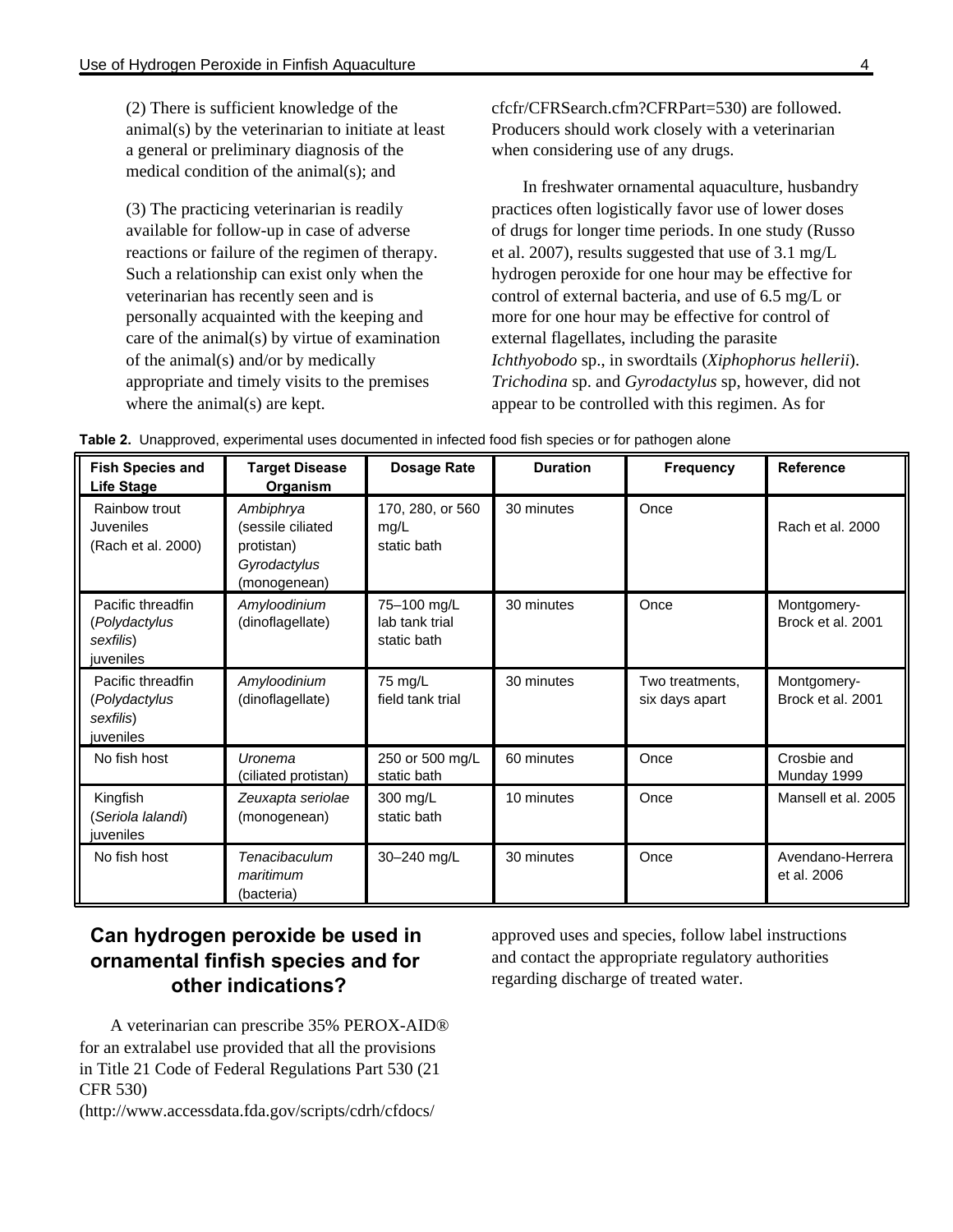(2) There is sufficient knowledge of the animal(s) by the veterinarian to initiate at least a general or preliminary diagnosis of the medical condition of the animal(s); and

(3) The practicing veterinarian is readily available for follow-up in case of adverse reactions or failure of the regimen of therapy. Such a relationship can exist only when the veterinarian has recently seen and is personally acquainted with the keeping and care of the animal(s) by virtue of examination of the animal(s) and/or by medically appropriate and timely visits to the premises where the animal(s) are kept.

**Table 2.** Unapproved, experimental uses documented in infected food fish species or for pathogen alone

| Fish Species and Life Stage | Target Disease Organism | Dosage Rate | Duration | Frequency | Reference |
|---|---|---|---|---|---|
| Rainbow trout Juveniles (Rach et al. 2000) | *Ambiphrya* (sessile ciliated protistan) *Gyrodactylus* (monogenean) | 170, 280, or 560 mg/L static bath | 30 minutes | Once | Rach et al. 2000 |
| Pacific threadfin (*Polydactylus sexfilis*) juveniles | *Amyloodinium* (dinoflagellate) | 75–100 mg/L lab tank trial static bath | 30 minutes | Once | Montgomery-Brock et al. 2001 |
| Pacific threadfin (*Polydactylus sexfilis*) juveniles | *Amyloodinium* (dinoflagellate) | 75 mg/L field tank trial | 30 minutes | Two treatments, six days apart | Montgomery-Brock et al. 2001 |
| No fish host | *Uronema* (ciliated protistan) | 250 or 500 mg/L static bath | 60 minutes | Once | Crosbie and Munday 1999 |
| Kingfish (*Seriola lalandi*) juveniles | *Zeuxapta seriolae* (monogenean) | 300 mg/L static bath | 10 minutes | Once | Mansell et al. 2005 |
| No fish host | *Tenacibaculum maritimum* (bacteria) | 30–240 mg/L | 30 minutes | Once | Avendano-Herrera et al. 2006 |

## Can hydrogen peroxide be used in ornamental finfish species and for other indications?

A veterinarian can prescribe 35% PEROX-AID® for an extralabel use provided that all the provisions in Title 21 Code of Federal Regulations Part 530 (21 CFR 530) (http://www.accessdata.fda.gov/scripts/cdrh/cfdocs/cfcfr/CFRSearch.cfm?CFRPart=530) are followed. Producers should work closely with a veterinarian when considering use of any drugs.

In freshwater ornamental aquaculture, husbandry practices often logistically favor use of lower doses of drugs for longer time periods. In one study (Russo et al. 2007), results suggested that use of 3.1 mg/L hydrogen peroxide for one hour may be effective for control of external bacteria, and use of 6.5 mg/L or more for one hour may be effective for control of external flagellates, including the parasite *Ichthyobodo* sp., in swordtails (*Xiphophorus hellerii*). *Trichodina* sp. and *Gyrodactylus* sp, however, did not appear to be controlled with this regimen. As for approved uses and species, follow label instructions and contact the appropriate regulatory authorities regarding discharge of treated water.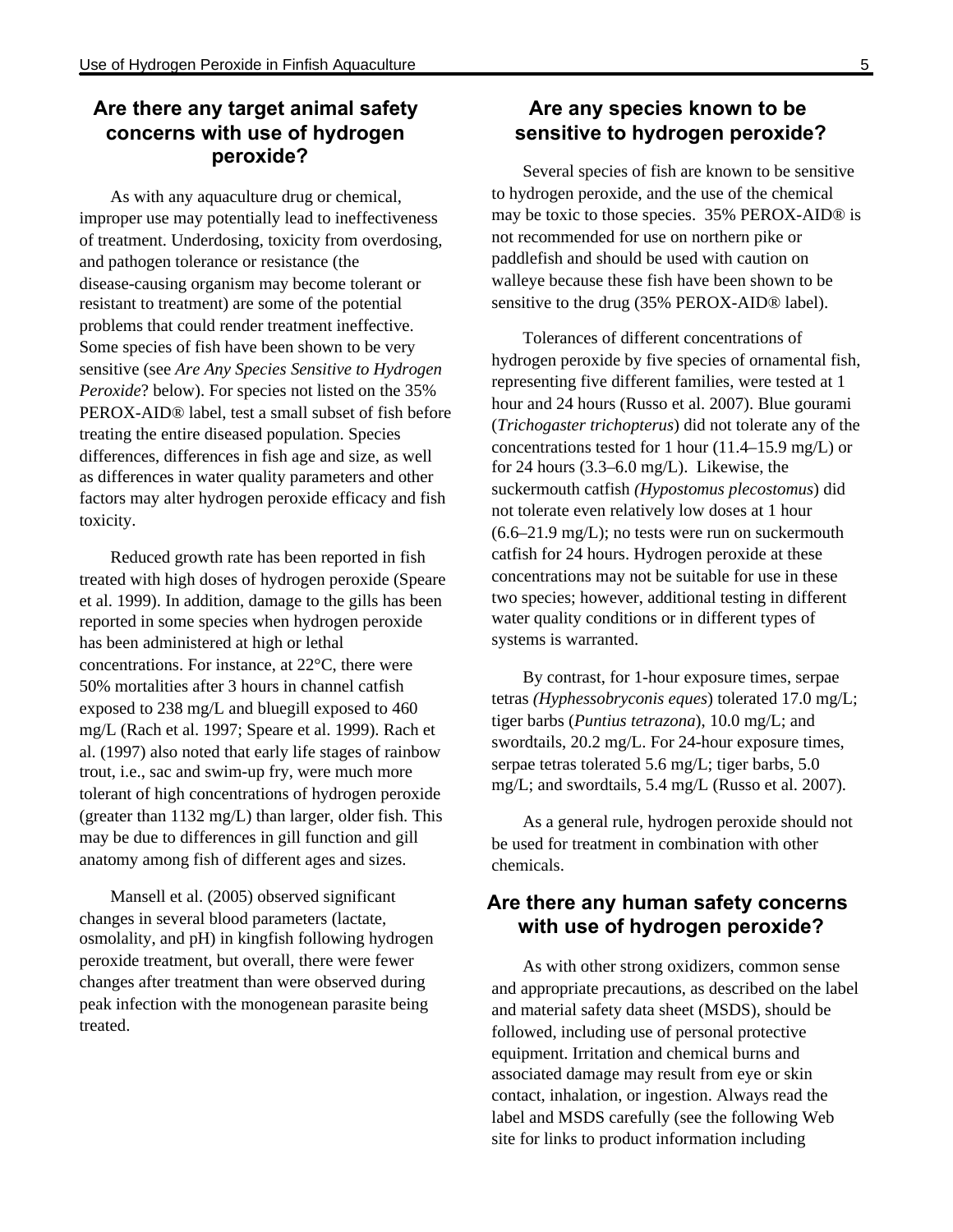## Are there any target animal safety concerns with use of hydrogen peroxide?

As with any aquaculture drug or chemical, improper use may potentially lead to ineffectiveness of treatment. Underdosing, toxicity from overdosing, and pathogen tolerance or resistance (the disease-causing organism may become tolerant or resistant to treatment) are some of the potential problems that could render treatment ineffective. Some species of fish have been shown to be very sensitive (see *Are Any Species Sensitive to Hydrogen Peroxide*? below). For species not listed on the 35% PEROX-AID® label, test a small subset of fish before treating the entire diseased population. Species differences, differences in fish age and size, as well as differences in water quality parameters and other factors may alter hydrogen peroxide efficacy and fish toxicity.

Reduced growth rate has been reported in fish treated with high doses of hydrogen peroxide (Speare et al. 1999). In addition, damage to the gills has been reported in some species when hydrogen peroxide has been administered at high or lethal concentrations. For instance, at 22°C, there were 50% mortalities after 3 hours in channel catfish exposed to 238 mg/L and bluegill exposed to 460 mg/L (Rach et al. 1997; Speare et al. 1999). Rach et al. (1997) also noted that early life stages of rainbow trout, i.e., sac and swim-up fry, were much more tolerant of high concentrations of hydrogen peroxide (greater than 1132 mg/L) than larger, older fish. This may be due to differences in gill function and gill anatomy among fish of different ages and sizes.

Mansell et al. (2005) observed significant changes in several blood parameters (lactate, osmolality, and pH) in kingfish following hydrogen peroxide treatment, but overall, there were fewer changes after treatment than were observed during peak infection with the monogenean parasite being treated.

## Are any species known to be sensitive to hydrogen peroxide?

Several species of fish are known to be sensitive to hydrogen peroxide, and the use of the chemical may be toxic to those species. 35% PEROX-AID® is not recommended for use on northern pike or paddlefish and should be used with caution on walleye because these fish have been shown to be sensitive to the drug (35% PEROX-AID® label).

Tolerances of different concentrations of hydrogen peroxide by five species of ornamental fish, representing five different families, were tested at 1 hour and 24 hours (Russo et al. 2007). Blue gourami (*Trichogaster trichopterus*) did not tolerate any of the concentrations tested for 1 hour (11.4–15.9 mg/L) or for 24 hours (3.3–6.0 mg/L). Likewise, the suckermouth catfish *(Hypostomus plecostomus*) did not tolerate even relatively low doses at 1 hour (6.6–21.9 mg/L); no tests were run on suckermouth catfish for 24 hours. Hydrogen peroxide at these concentrations may not be suitable for use in these two species; however, additional testing in different water quality conditions or in different types of systems is warranted.

By contrast, for 1-hour exposure times, serpae tetras *(Hyphessobryconis eques*) tolerated 17.0 mg/L; tiger barbs (*Puntius tetrazona*), 10.0 mg/L; and swordtails, 20.2 mg/L. For 24-hour exposure times, serpae tetras tolerated 5.6 mg/L; tiger barbs, 5.0 mg/L; and swordtails, 5.4 mg/L (Russo et al. 2007).

As a general rule, hydrogen peroxide should not be used for treatment in combination with other chemicals.

## Are there any human safety concerns with use of hydrogen peroxide?

As with other strong oxidizers, common sense and appropriate precautions, as described on the label and material safety data sheet (MSDS), should be followed, including use of personal protective equipment. Irritation and chemical burns and associated damage may result from eye or skin contact, inhalation, or ingestion. Always read the label and MSDS carefully (see the following Web site for links to product information including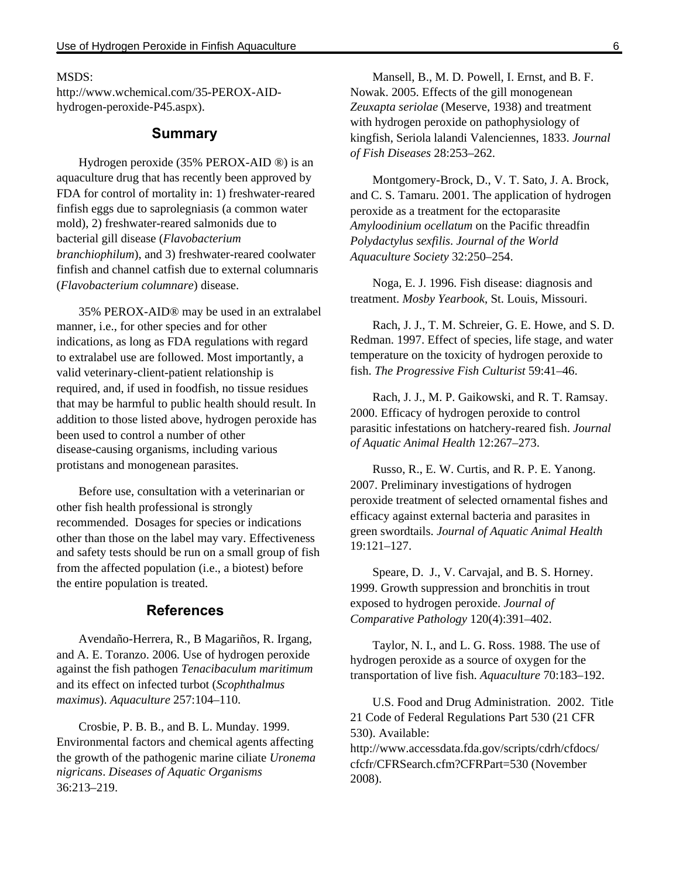MSDS: http://www.wchemical.com/35-PEROX-AID-hydrogen-peroxide-P45.aspx).

## Summary

Hydrogen peroxide (35% PEROX-AID ®) is an aquaculture drug that has recently been approved by FDA for control of mortality in: 1) freshwater-reared finfish eggs due to saprolegniasis (a common water mold), 2) freshwater-reared salmonids due to bacterial gill disease (*Flavobacterium branchiophilum*), and 3) freshwater-reared coolwater finfish and channel catfish due to external columnaris (*Flavobacterium columnare*) disease.

35% PEROX-AID® may be used in an extralabel manner, i.e., for other species and for other indications, as long as FDA regulations with regard to extralabel use are followed. Most importantly, a valid veterinary-client-patient relationship is required, and, if used in foodfish, no tissue residues that may be harmful to public health should result. In addition to those listed above, hydrogen peroxide has been used to control a number of other disease-causing organisms, including various protistans and monogenean parasites.

Before use, consultation with a veterinarian or other fish health professional is strongly recommended. Dosages for species or indications other than those on the label may vary. Effectiveness and safety tests should be run on a small group of fish from the affected population (i.e., a biotest) before the entire population is treated.

## References

Avendaño-Herrera, R., B Magariños, R. Irgang, and A. E. Toranzo. 2006. Use of hydrogen peroxide against the fish pathogen *Tenacibaculum maritimum* and its effect on infected turbot (*Scophthalmus maximus*). *Aquaculture* 257:104–110.

Crosbie, P. B. B., and B. L. Munday. 1999. Environmental factors and chemical agents affecting the growth of the pathogenic marine ciliate *Uronema nigricans*. *Diseases of Aquatic Organisms* 36:213–219.

Mansell, B., M. D. Powell, I. Ernst, and B. F. Nowak. 2005. Effects of the gill monogenean *Zeuxapta seriolae* (Meserve, 1938) and treatment with hydrogen peroxide on pathophysiology of kingfish, Seriola lalandi Valenciennes, 1833. *Journal of Fish Diseases* 28:253–262.

Montgomery-Brock, D., V. T. Sato, J. A. Brock, and C. S. Tamaru. 2001. The application of hydrogen peroxide as a treatment for the ectoparasite *Amyloodinium ocellatum* on the Pacific threadfin *Polydactylus sexfilis*. *Journal of the World Aquaculture Society* 32:250–254.

Noga, E. J. 1996. Fish disease: diagnosis and treatment. *Mosby Yearbook*, St. Louis, Missouri.

Rach, J. J., T. M. Schreier, G. E. Howe, and S. D. Redman. 1997. Effect of species, life stage, and water temperature on the toxicity of hydrogen peroxide to fish. *The Progressive Fish Culturist* 59:41–46.

Rach, J. J., M. P. Gaikowski, and R. T. Ramsay. 2000. Efficacy of hydrogen peroxide to control parasitic infestations on hatchery-reared fish. *Journal of Aquatic Animal Health* 12:267–273.

Russo, R., E. W. Curtis, and R. P. E. Yanong. 2007. Preliminary investigations of hydrogen peroxide treatment of selected ornamental fishes and efficacy against external bacteria and parasites in green swordtails. *Journal of Aquatic Animal Health* 19:121–127.

Speare, D. J., V. Carvajal, and B. S. Horney. 1999. Growth suppression and bronchitis in trout exposed to hydrogen peroxide. *Journal of Comparative Pathology* 120(4):391–402.

Taylor, N. I., and L. G. Ross. 1988. The use of hydrogen peroxide as a source of oxygen for the transportation of live fish. *Aquaculture* 70:183–192.

U.S. Food and Drug Administration. 2002. Title 21 Code of Federal Regulations Part 530 (21 CFR 530). Available: http://www.accessdata.fda.gov/scripts/cdrh/cfdocs/cfcfr/CFRSearch.cfm?CFRPart=530 (November 2008).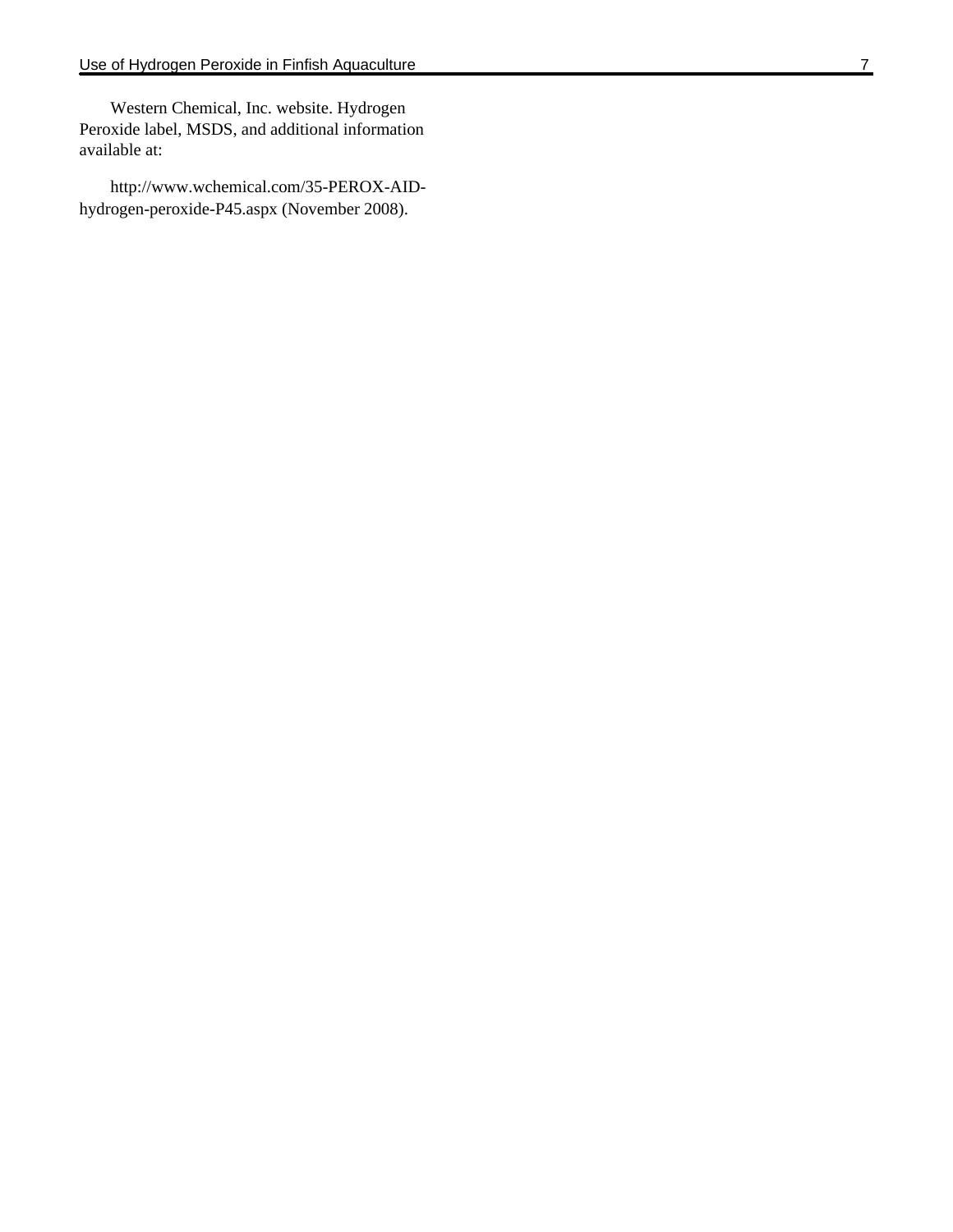Western Chemical, Inc. website. Hydrogen Peroxide label, MSDS, and additional information available at:

http://www.wchemical.com/35-PEROX-AID-hydrogen-peroxide-P45.aspx (November 2008).